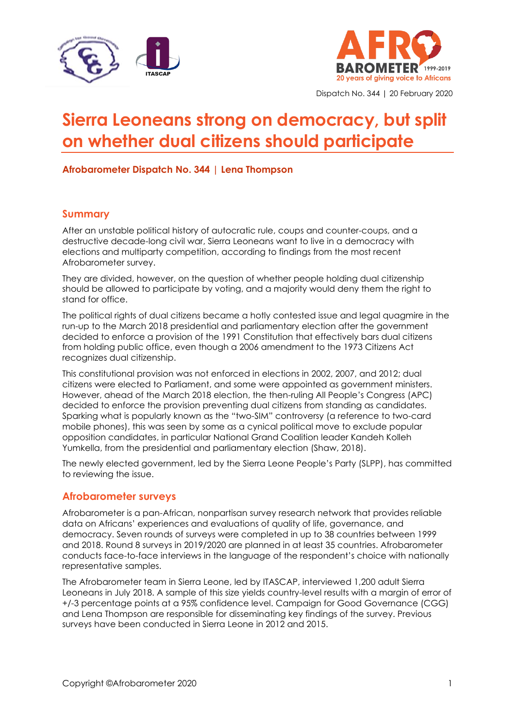Dispatch No. 344 | 20 February 2020

# Sierra Leoneans strong on democracy, but split on whether dual citizens should participate

**Afrobarometer Dispatch No. 344 | Lena Thompson**

## Summary

After an unstable political history of autocratic rule, coups and counter-coups, and a destructive decade-long civil war, Sierra Leoneans want to live in a democracy with elections and multiparty competition, according to findings from the most recent Afrobarometer survey.

They are divided, however, on the question of whether people holding dual citizenship should be allowed to participate by voting, and a majority would deny them the right to stand for office.

The political rights of dual citizens became a hotly contested issue and legal quagmire in the run-up to the March 2018 presidential and parliamentary election after the government decided to enforce a provision of the 1991 Constitution that effectively bars dual citizens from holding public office, even though a 2006 amendment to the 1973 Citizens Act recognizes dual citizenship.

This constitutional provision was not enforced in elections in 2002, 2007, and 2012; dual citizens were elected to Parliament, and some were appointed as government ministers. However, ahead of the March 2018 election, the then-ruling All People's Congress (APC) decided to enforce the provision preventing dual citizens from standing as candidates. Sparking what is popularly known as the "two-SIM" controversy (a reference to two-card mobile phones), this was seen by some as a cynical political move to exclude popular opposition candidates, in particular National Grand Coalition leader Kandeh Kolleh Yumkella, from the presidential and parliamentary election (Shaw, 2018).

The newly elected government, led by the Sierra Leone People's Party (SLPP), has committed to reviewing the issue.

## Afrobarometer surveys

Afrobarometer is a pan-African, nonpartisan survey research network that provides reliable data on Africans' experiences and evaluations of quality of life, governance, and democracy. Seven rounds of surveys were completed in up to 38 countries between 1999 and 2018. Round 8 surveys in 2019/2020 are planned in at least 35 countries. Afrobarometer conducts face-to-face interviews in the language of the respondent's choice with nationally representative samples.

The Afrobarometer team in Sierra Leone, led by ITASCAP, interviewed 1,200 adult Sierra Leoneans in July 2018. A sample of this size yields country-level results with a margin of error of +/-3 percentage points at a 95% confidence level. Campaign for Good Governance (CGG) and Lena Thompson are responsible for disseminating key findings of the survey. Previous surveys have been conducted in Sierra Leone in 2012 and 2015.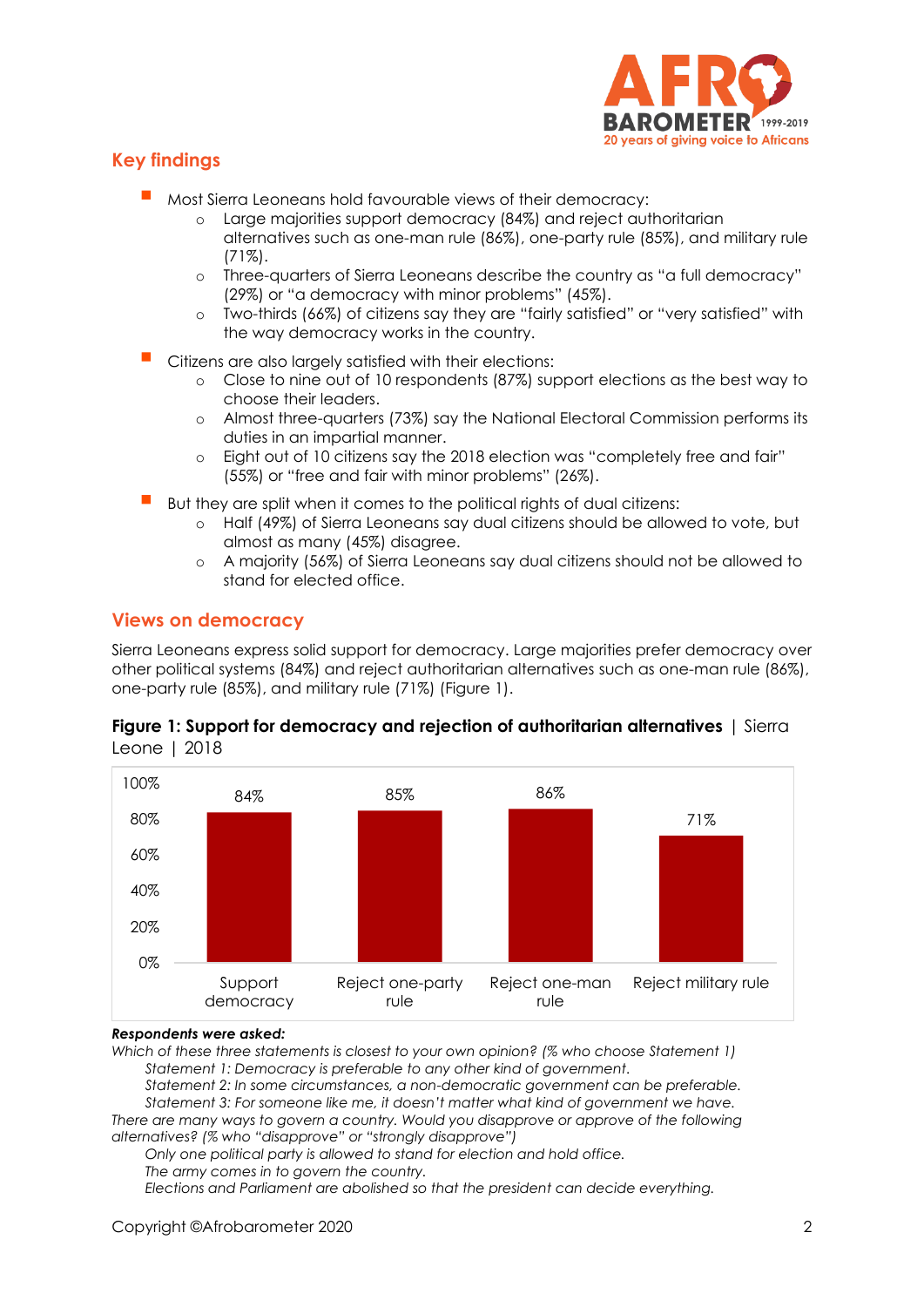## Key findings

- Most Sierra Leoneans hold favourable views of their democracy:
  - Large majorities support democracy (84%) and reject authoritarian alternatives such as one-man rule (86%), one-party rule (85%), and military rule (71%).
  - Three-quarters of Sierra Leoneans describe the country as "a full democracy" (29%) or "a democracy with minor problems" (45%).
  - Two-thirds (66%) of citizens say they are "fairly satisfied" or "very satisfied" with the way democracy works in the country.
- Citizens are also largely satisfied with their elections:
  - Close to nine out of 10 respondents (87%) support elections as the best way to choose their leaders.
  - Almost three-quarters (73%) say the National Electoral Commission performs its duties in an impartial manner.
  - Eight out of 10 citizens say the 2018 election was "completely free and fair" (55%) or "free and fair with minor problems" (26%).
- But they are split when it comes to the political rights of dual citizens:
  - Half (49%) of Sierra Leoneans say dual citizens should be allowed to vote, but almost as many (45%) disagree.
  - A majority (56%) of Sierra Leoneans say dual citizens should not be allowed to stand for elected office.

## Views on democracy

Sierra Leoneans express solid support for democracy. Large majorities prefer democracy over other political systems (84%) and reject authoritarian alternatives such as one-man rule (86%), one-party rule (85%), and military rule (71%) (Figure 1).

**Figure 1: Support for democracy and rejection of authoritarian alternatives** | Sierra Leone | 2018

| | Support democracy | Reject one-party rule | Reject one-man rule | Reject military rule |
|---|---|---|---|---|
| % | 84% | 85% | 86% | 71% |

***Respondents were asked:***

*Which of these three statements is closest to your own opinion? (% who choose Statement 1)*

*Statement 1: Democracy is preferable to any other kind of government.*

*Statement 2: In some circumstances, a non-democratic government can be preferable.*

*Statement 3: For someone like me, it doesn't matter what kind of government we have.*

*There are many ways to govern a country. Would you disapprove or approve of the following alternatives? (% who "disapprove" or "strongly disapprove")*

*Only one political party is allowed to stand for election and hold office.*

*The army comes in to govern the country.*

*Elections and Parliament are abolished so that the president can decide everything.*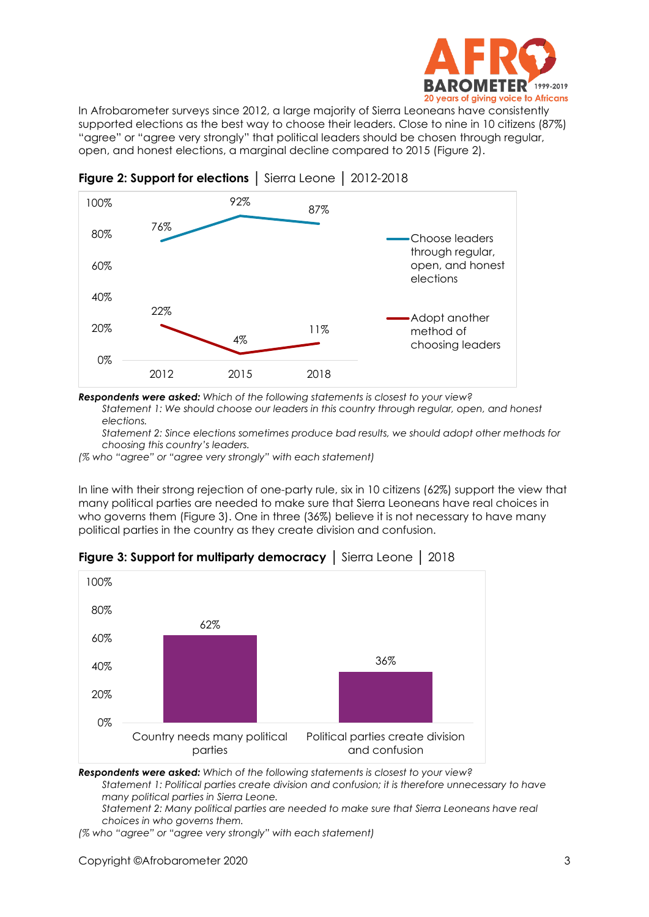In Afrobarometer surveys since 2012, a large majority of Sierra Leoneans have consistently supported elections as the best way to choose their leaders. Close to nine in 10 citizens (87%) "agree" or "agree very strongly" that political leaders should be chosen through regular, open, and honest elections, a marginal decline compared to 2015 (Figure 2).

**Figure 2: Support for elections** | Sierra Leone | 2012-2018

| | 2012 | 2015 | 2018 |
|---|---|---|---|
| Choose leaders through regular, open, and honest elections | 76% | 92% | 87% |
| Adopt another method of choosing leaders | 22% | 4% | 11% |

***Respondents were asked:*** *Which of the following statements is closest to your view?*

*Statement 1: We should choose our leaders in this country through regular, open, and honest elections.*

*Statement 2: Since elections sometimes produce bad results, we should adopt other methods for choosing this country's leaders.*

*(% who "agree" or "agree very strongly" with each statement)*

In line with their strong rejection of one-party rule, six in 10 citizens (62%) support the view that many political parties are needed to make sure that Sierra Leoneans have real choices in who governs them (Figure 3). One in three (36%) believe it is not necessary to have many political parties in the country as they create division and confusion.

**Figure 3: Support for multiparty democracy** | Sierra Leone | 2018

| | % |
|---|---|
| Country needs many political parties | 62% |
| Political parties create division and confusion | 36% |

***Respondents were asked:*** *Which of the following statements is closest to your view?*

*Statement 1: Political parties create division and confusion; it is therefore unnecessary to have many political parties in Sierra Leone.*

*Statement 2: Many political parties are needed to make sure that Sierra Leoneans have real choices in who governs them.*

*(% who "agree" or "agree very strongly" with each statement)*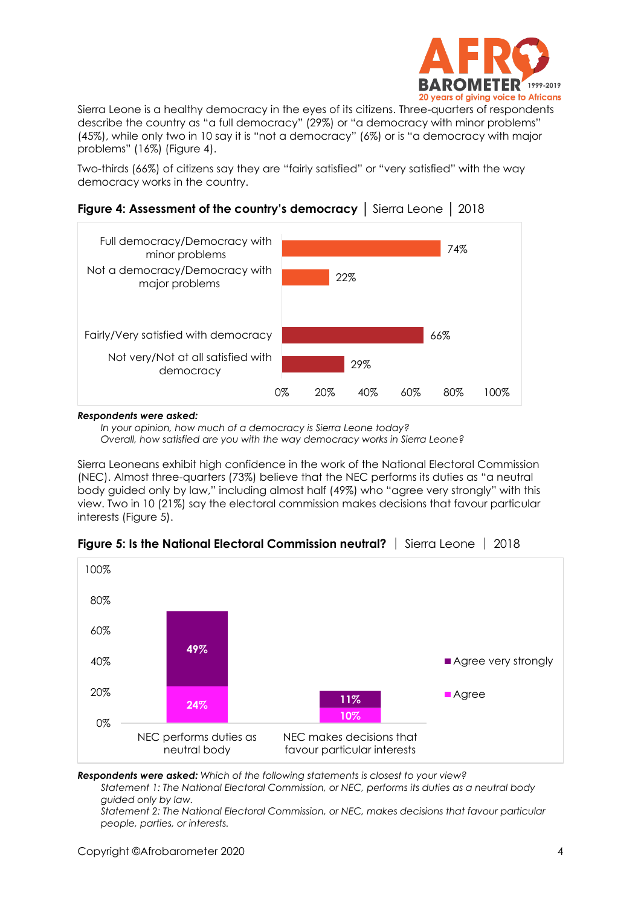Sierra Leone is a healthy democracy in the eyes of its citizens. Three-quarters of respondents describe the country as "a full democracy" (29%) or "a democracy with minor problems" (45%), while only two in 10 say it is "not a democracy" (6%) or is "a democracy with major problems" (16%) (Figure 4).

Two-thirds (66%) of citizens say they are "fairly satisfied" or "very satisfied" with the way democracy works in the country.

**Figure 4: Assessment of the country's democracy** | Sierra Leone | 2018

| | % |
|---|---|
| Full democracy/Democracy with minor problems | 74% |
| Not a democracy/Democracy with major problems | 22% |
| Fairly/Very satisfied with democracy | 66% |
| Not very/Not at all satisfied with democracy | 29% |

***Respondents were asked:***
*In your opinion, how much of a democracy is Sierra Leone today?*
*Overall, how satisfied are you with the way democracy works in Sierra Leone?*

Sierra Leoneans exhibit high confidence in the work of the National Electoral Commission (NEC). Almost three-quarters (73%) believe that the NEC performs its duties as "a neutral body guided only by law," including almost half (49%) who "agree very strongly" with this view. Two in 10 (21%) say the electoral commission makes decisions that favour particular interests (Figure 5).

**Figure 5: Is the National Electoral Commission neutral?** | Sierra Leone | 2018

| | Agree | Agree very strongly |
|---|---|---|
| NEC performs duties as neutral body | 24% | 49% |
| NEC makes decisions that favour particular interests | 10% | 11% |

***Respondents were asked:*** *Which of the following statements is closest to your view?*
*Statement 1: The National Electoral Commission, or NEC, performs its duties as a neutral body guided only by law.*
*Statement 2: The National Electoral Commission, or NEC, makes decisions that favour particular people, parties, or interests.*

Copyright ©Afrobarometer 2020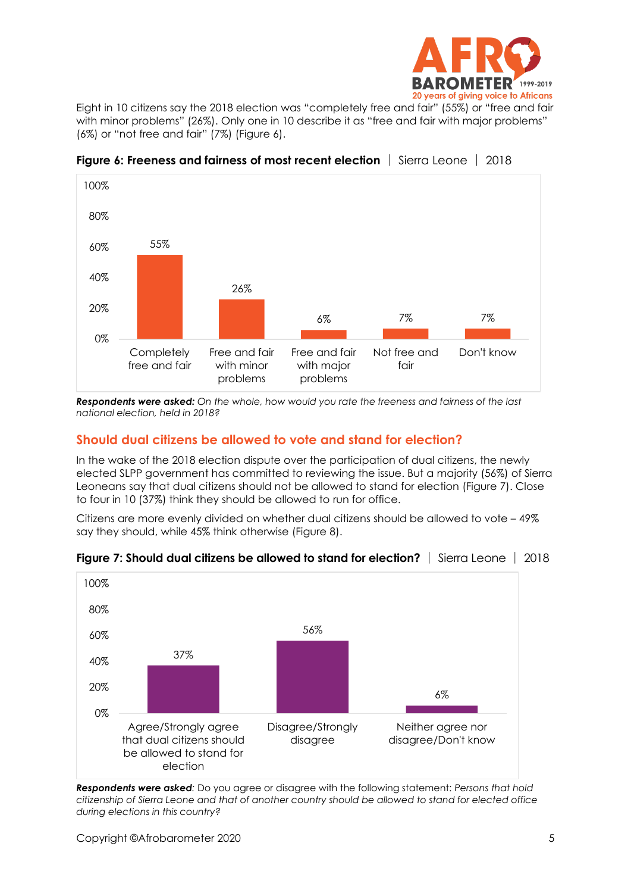Eight in 10 citizens say the 2018 election was "completely free and fair" (55%) or "free and fair with minor problems" (26%). Only one in 10 describe it as "free and fair with major problems" (6%) or "not free and fair" (7%) (Figure 6).

**Figure 6: Freeness and fairness of most recent election** | Sierra Leone | 2018

| Completely free and fair | Free and fair with minor problems | Free and fair with major problems | Not free and fair | Don't know |
|---|---|---|---|---|
| 55% | 26% | 6% | 7% | 7% |

***Respondents were asked:*** *On the whole, how would you rate the freeness and fairness of the last national election, held in 2018?*

## Should dual citizens be allowed to vote and stand for election?

In the wake of the 2018 election dispute over the participation of dual citizens, the newly elected SLPP government has committed to reviewing the issue. But a majority (56%) of Sierra Leoneans say that dual citizens should not be allowed to stand for election (Figure 7). Close to four in 10 (37%) think they should be allowed to run for office.

Citizens are more evenly divided on whether dual citizens should be allowed to vote – 49% say they should, while 45% think otherwise (Figure 8).

**Figure 7: Should dual citizens be allowed to stand for election?** | Sierra Leone | 2018

| Agree/Strongly agree that dual citizens should be allowed to stand for election | Disagree/Strongly disagree | Neither agree nor disagree/Don't know |
|---|---|---|
| 37% | 56% | 6% |

***Respondents were asked:*** Do you agree or disagree with the following statement: *Persons that hold citizenship of Sierra Leone and that of another country should be allowed to stand for elected office during elections in this country?*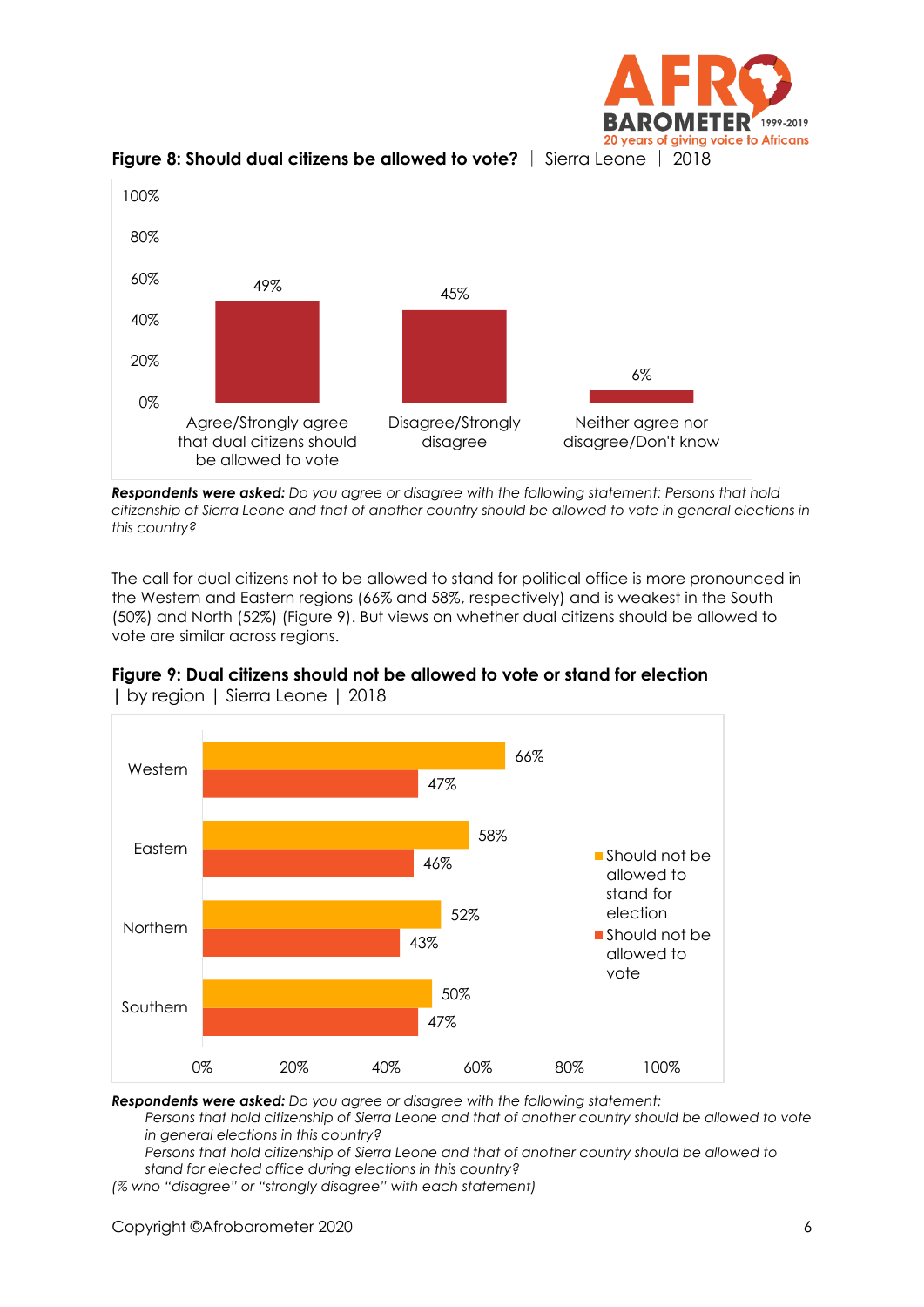**Figure 8: Should dual citizens be allowed to vote?** | Sierra Leone | 2018

| Response | % |
|---|---|
| Agree/Strongly agree that dual citizens should be allowed to vote | 49% |
| Disagree/Strongly disagree | 45% |
| Neither agree nor disagree/Don't know | 6% |

***Respondents were asked:*** *Do you agree or disagree with the following statement: Persons that hold citizenship of Sierra Leone and that of another country should be allowed to vote in general elections in this country?*

The call for dual citizens not to be allowed to stand for political office is more pronounced in the Western and Eastern regions (66% and 58%, respectively) and is weakest in the South (50%) and North (52%) (Figure 9). But views on whether dual citizens should be allowed to vote are similar across regions.

**Figure 9: Dual citizens should not be allowed to vote or stand for election** | by region | Sierra Leone | 2018

| Region | Should not be allowed to stand for election | Should not be allowed to vote |
|---|---|---|
| Western | 66% | 47% |
| Eastern | 58% | 46% |
| Northern | 52% | 43% |
| Southern | 50% | 47% |

***Respondents were asked:*** *Do you agree or disagree with the following statement:*

*Persons that hold citizenship of Sierra Leone and that of another country should be allowed to vote in general elections in this country?*

*Persons that hold citizenship of Sierra Leone and that of another country should be allowed to stand for elected office during elections in this country?*

*(% who "disagree" or "strongly disagree" with each statement)*

Copyright ©Afrobarometer 2020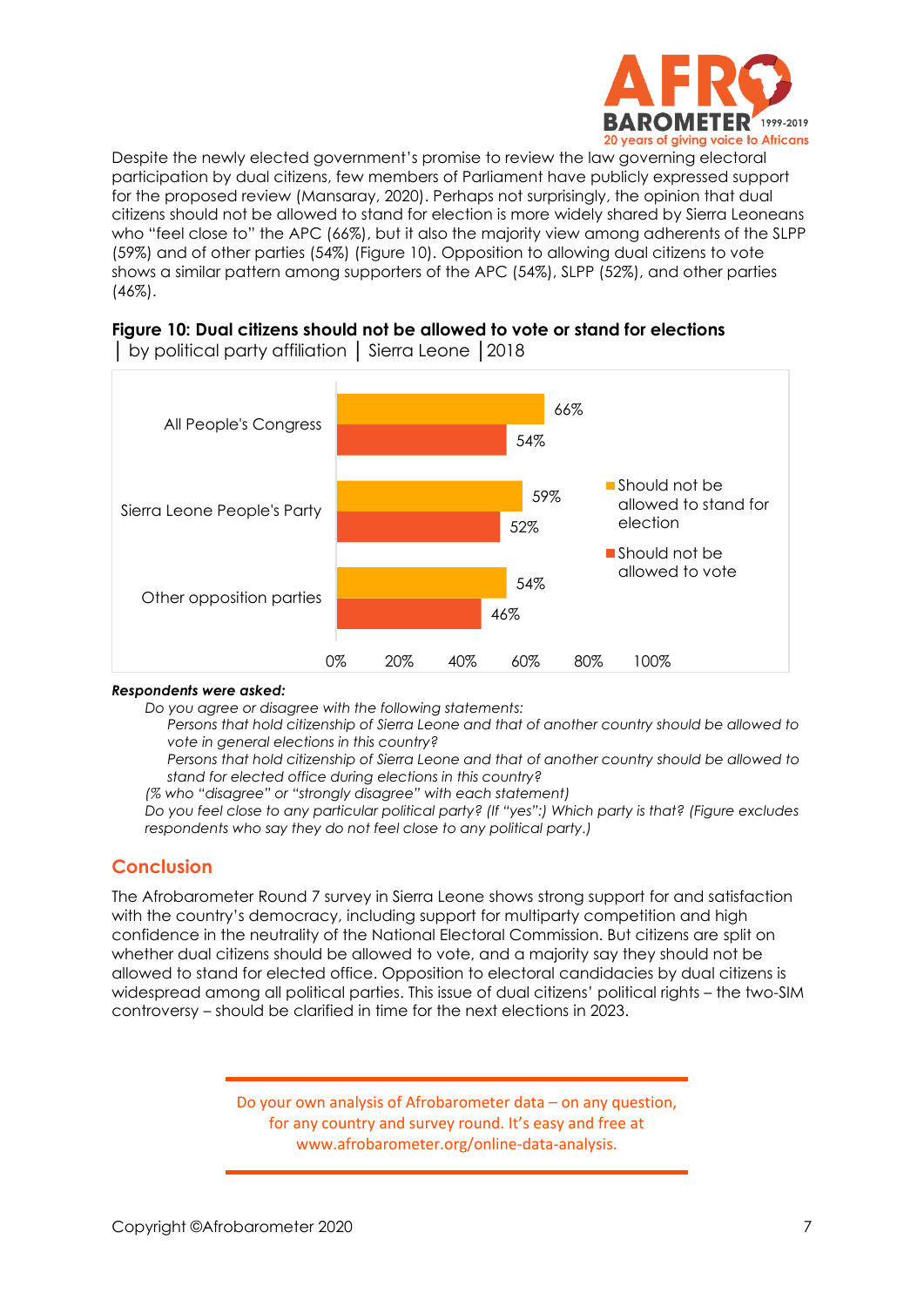Despite the newly elected government's promise to review the law governing electoral participation by dual citizens, few members of Parliament have publicly expressed support for the proposed review (Mansaray, 2020). Perhaps not surprisingly, the opinion that dual citizens should not be allowed to stand for election is more widely shared by Sierra Leoneans who "feel close to" the APC (66%), but it also the majority view among adherents of the SLPP (59%) and of other parties (54%) (Figure 10). Opposition to allowing dual citizens to vote shows a similar pattern among supporters of the APC (54%), SLPP (52%), and other parties (46%).

**Figure 10: Dual citizens should not be allowed to vote or stand for elections**
| by political party affiliation | Sierra Leone | 2018

| | Should not be allowed to stand for election | Should not be allowed to vote |
|---|---|---|
| All People's Congress | 66% | 54% |
| Sierra Leone People's Party | 59% | 52% |
| Other opposition parties | 54% | 46% |

***Respondents were asked:***

*Do you agree or disagree with the following statements:*

*Persons that hold citizenship of Sierra Leone and that of another country should be allowed to vote in general elections in this country?*

*Persons that hold citizenship of Sierra Leone and that of another country should be allowed to stand for elected office during elections in this country?*

*(% who "disagree" or "strongly disagree" with each statement)*

*Do you feel close to any particular political party? (If "yes":) Which party is that? (Figure excludes respondents who say they do not feel close to any political party.)*

## Conclusion

The Afrobarometer Round 7 survey in Sierra Leone shows strong support for and satisfaction with the country's democracy, including support for multiparty competition and high confidence in the neutrality of the National Electoral Commission. But citizens are split on whether dual citizens should be allowed to vote, and a majority say they should not be allowed to stand for elected office. Opposition to electoral candidacies by dual citizens is widespread among all political parties. This issue of dual citizens' political rights – the two-SIM controversy – should be clarified in time for the next elections in 2023.

Do your own analysis of Afrobarometer data – on any question, for any country and survey round. It's easy and free at www.afrobarometer.org/online-data-analysis.

Copyright ©Afrobarometer 2020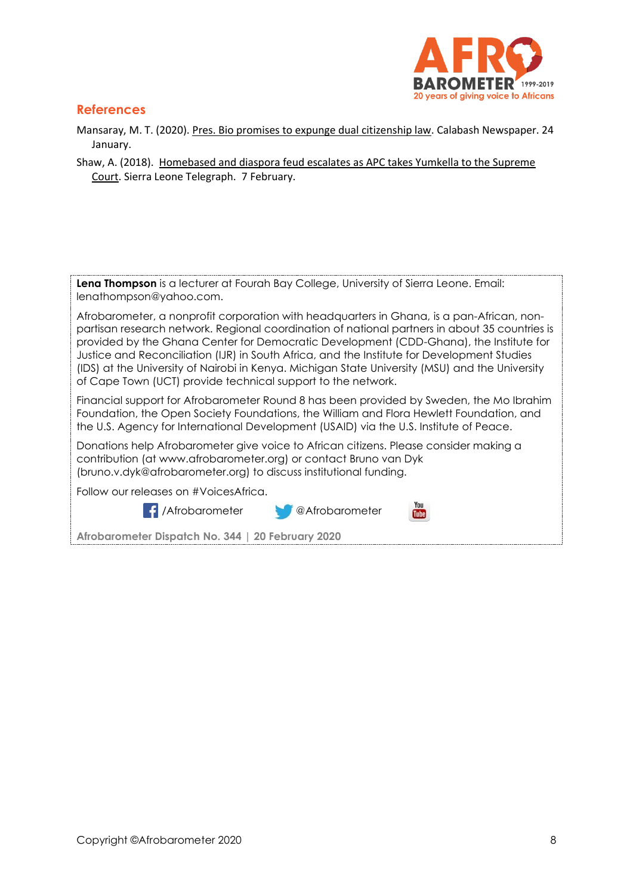## References

Mansaray, M. T. (2020). Pres. Bio promises to expunge dual citizenship law. Calabash Newspaper. 24 January.

Shaw, A. (2018). Homebased and diaspora feud escalates as APC takes Yumkella to the Supreme Court. Sierra Leone Telegraph. 7 February.

**Lena Thompson** is a lecturer at Fourah Bay College, University of Sierra Leone. Email: lenathompson@yahoo.com.

Afrobarometer, a nonprofit corporation with headquarters in Ghana, is a pan-African, non-partisan research network. Regional coordination of national partners in about 35 countries is provided by the Ghana Center for Democratic Development (CDD-Ghana), the Institute for Justice and Reconciliation (IJR) in South Africa, and the Institute for Development Studies (IDS) at the University of Nairobi in Kenya. Michigan State University (MSU) and the University of Cape Town (UCT) provide technical support to the network.

Financial support for Afrobarometer Round 8 has been provided by Sweden, the Mo Ibrahim Foundation, the Open Society Foundations, the William and Flora Hewlett Foundation, and the U.S. Agency for International Development (USAID) via the U.S. Institute of Peace.

Donations help Afrobarometer give voice to African citizens. Please consider making a contribution (at www.afrobarometer.org) or contact Bruno van Dyk (bruno.v.dyk@afrobarometer.org) to discuss institutional funding.

Follow our releases on #VoicesAfrica.

/Afrobarometer @Afrobarometer

**Afrobarometer Dispatch No. 344 | 20 February 2020**

Copyright ©Afrobarometer 2020